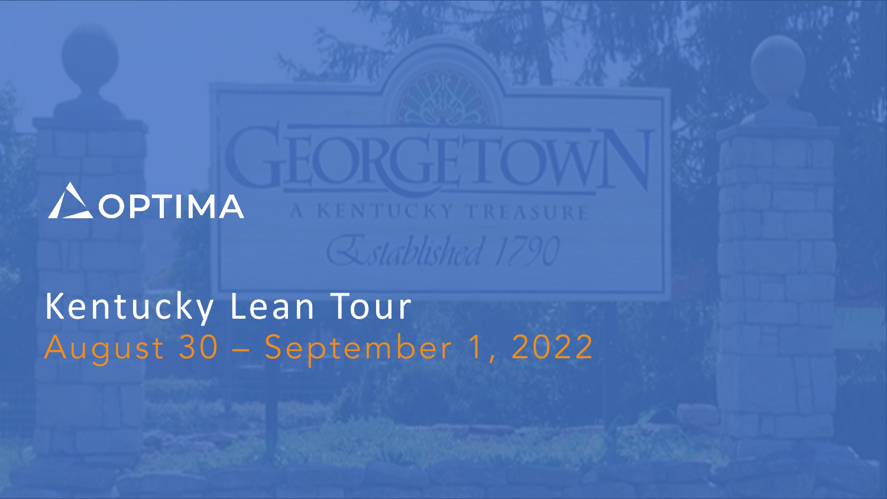OPTIMA

# Kentucky Lean Tour

## August 30 – September 1, 2022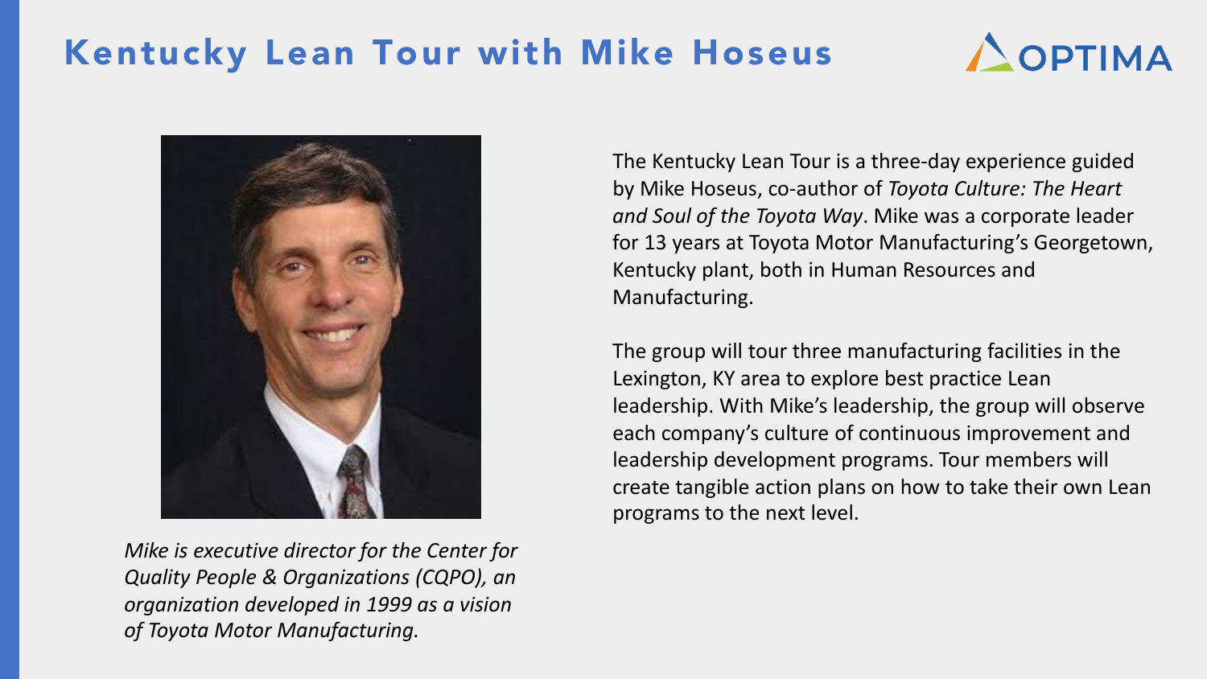# Kentucky Lean Tour with Mike Hoseus

*Mike is executive director for the Center for Quality People & Organizations (CQPO), an organization developed in 1999 as a vision of Toyota Motor Manufacturing.*

The Kentucky Lean Tour is a three-day experience guided by Mike Hoseus, co-author of *Toyota Culture: The Heart and Soul of the Toyota Way*. Mike was a corporate leader for 13 years at Toyota Motor Manufacturing's Georgetown, Kentucky plant, both in Human Resources and Manufacturing.

The group will tour three manufacturing facilities in the Lexington, KY area to explore best practice Lean leadership. With Mike's leadership, the group will observe each company's culture of continuous improvement and leadership development programs. Tour members will create tangible action plans on how to take their own Lean programs to the next level.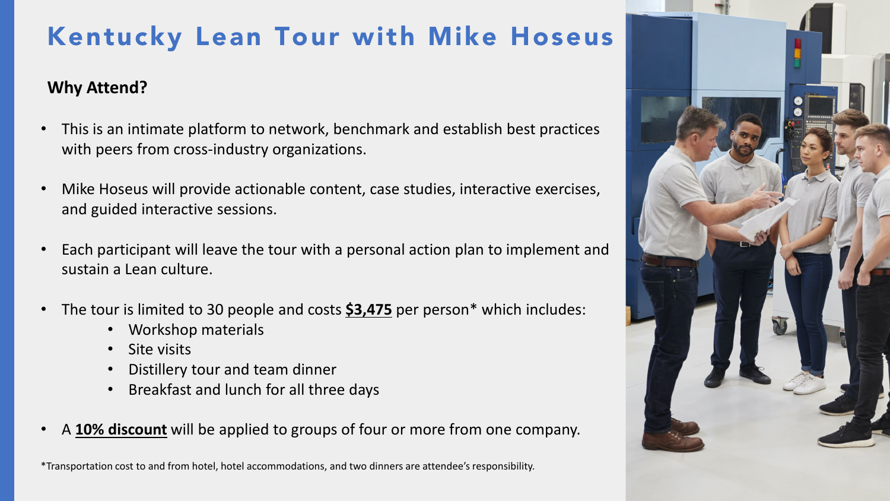# Kentucky Lean Tour with Mike Hoseus

**Why Attend?**

- This is an intimate platform to network, benchmark and establish best practices with peers from cross-industry organizations.
- Mike Hoseus will provide actionable content, case studies, interactive exercises, and guided interactive sessions.
- Each participant will leave the tour with a personal action plan to implement and sustain a Lean culture.
- The tour is limited to 30 people and costs **$3,475** per person* which includes:
    - Workshop materials
    - Site visits
    - Distillery tour and team dinner
    - Breakfast and lunch for all three days
- A **10% discount** will be applied to groups of four or more from one company.

*Transportation cost to and from hotel, hotel accommodations, and two dinners are attendee's responsibility.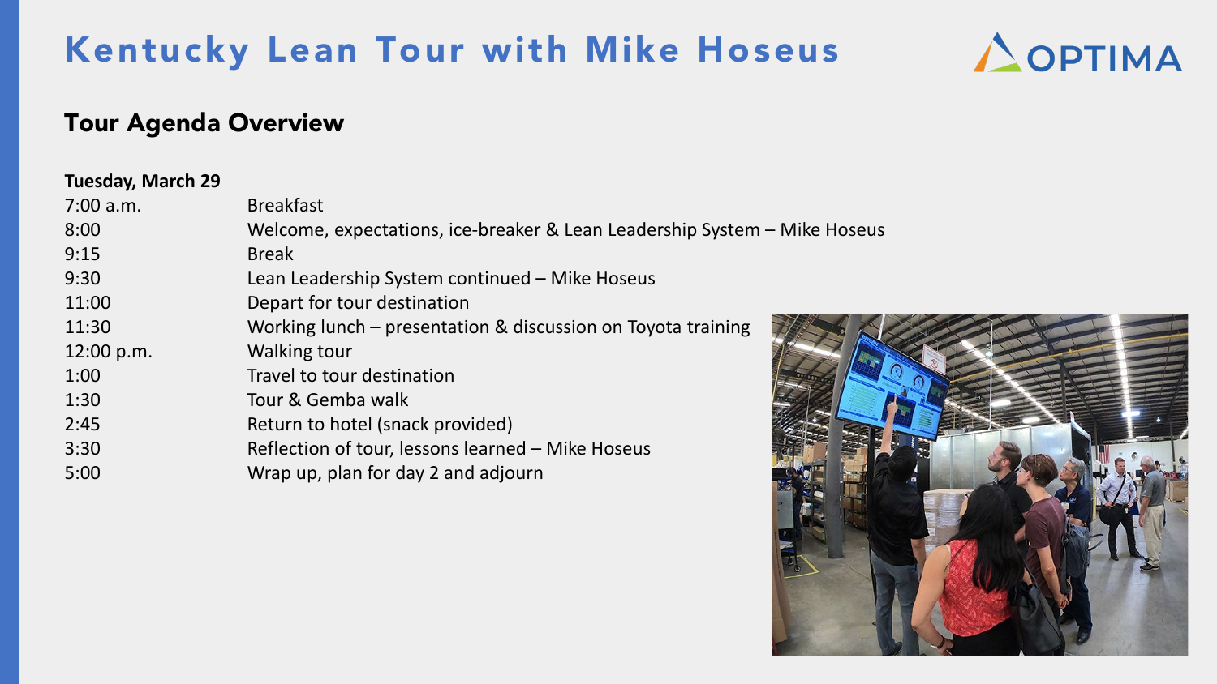# Kentucky Lean Tour with Mike Hoseus

OPTIMA

## Tour Agenda Overview

**Tuesday, March 29**

| | |
|---|---|
| 7:00 a.m. | Breakfast |
| 8:00 | Welcome, expectations, ice-breaker & Lean Leadership System – Mike Hoseus |
| 9:15 | Break |
| 9:30 | Lean Leadership System continued – Mike Hoseus |
| 11:00 | Depart for tour destination |
| 11:30 | Working lunch – presentation & discussion on Toyota training |
| 12:00 p.m. | Walking tour |
| 1:00 | Travel to tour destination |
| 1:30 | Tour & Gemba walk |
| 2:45 | Return to hotel (snack provided) |
| 3:30 | Reflection of tour, lessons learned – Mike Hoseus |
| 5:00 | Wrap up, plan for day 2 and adjourn |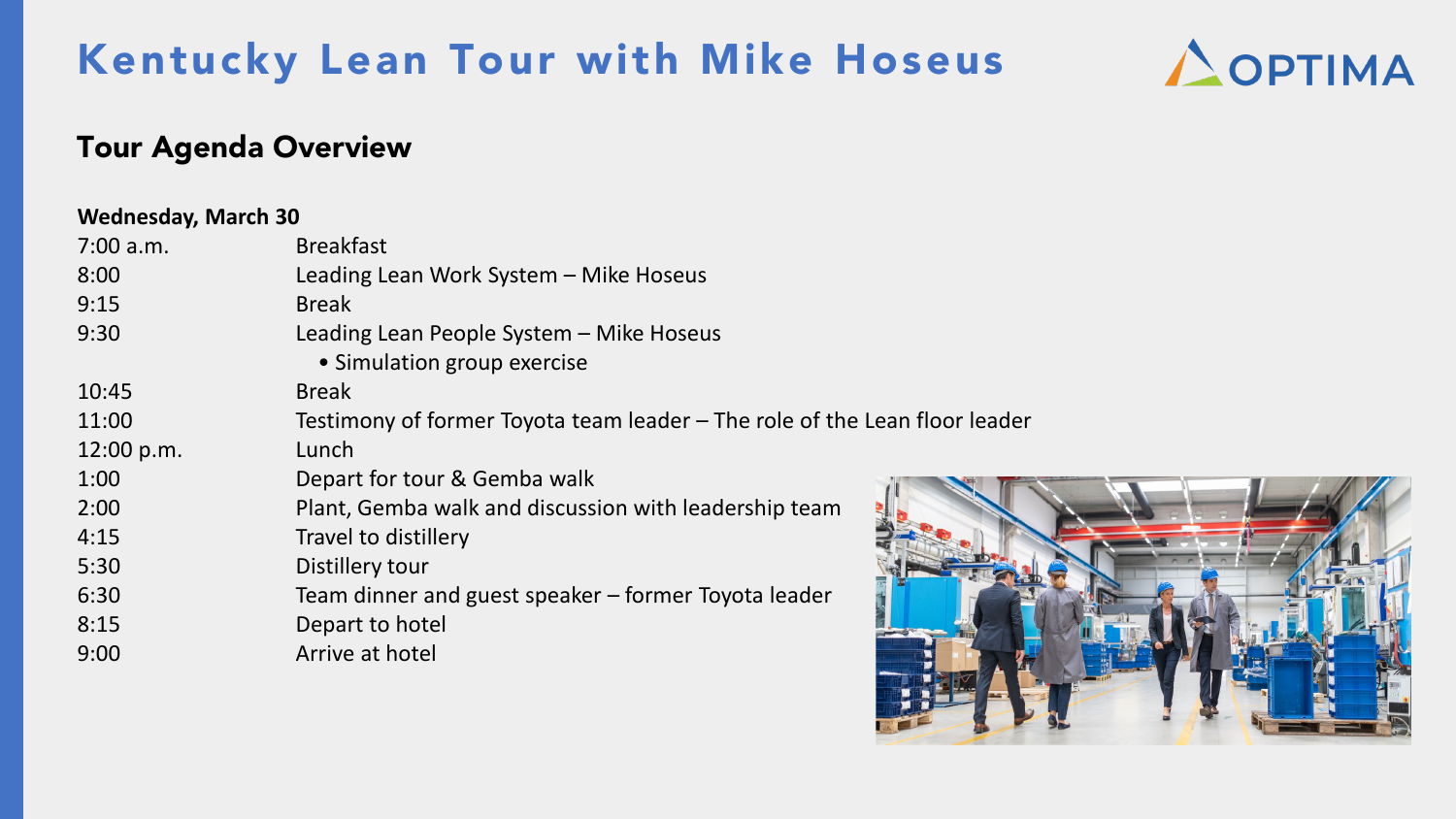# Kentucky Lean Tour with Mike Hoseus

OPTIMA

## Tour Agenda Overview

**Wednesday, March 30**

| Time | Activity |
|---|---|
| 7:00 a.m. | Breakfast |
| 8:00 | Leading Lean Work System – Mike Hoseus |
| 9:15 | Break |
| 9:30 | Leading Lean People System – Mike Hoseus<br>• Simulation group exercise |
| 10:45 | Break |
| 11:00 | Testimony of former Toyota team leader – The role of the Lean floor leader |
| 12:00 p.m. | Lunch |
| 1:00 | Depart for tour & Gemba walk |
| 2:00 | Plant, Gemba walk and discussion with leadership team |
| 4:15 | Travel to distillery |
| 5:30 | Distillery tour |
| 6:30 | Team dinner and guest speaker – former Toyota leader |
| 8:15 | Depart to hotel |
| 9:00 | Arrive at hotel |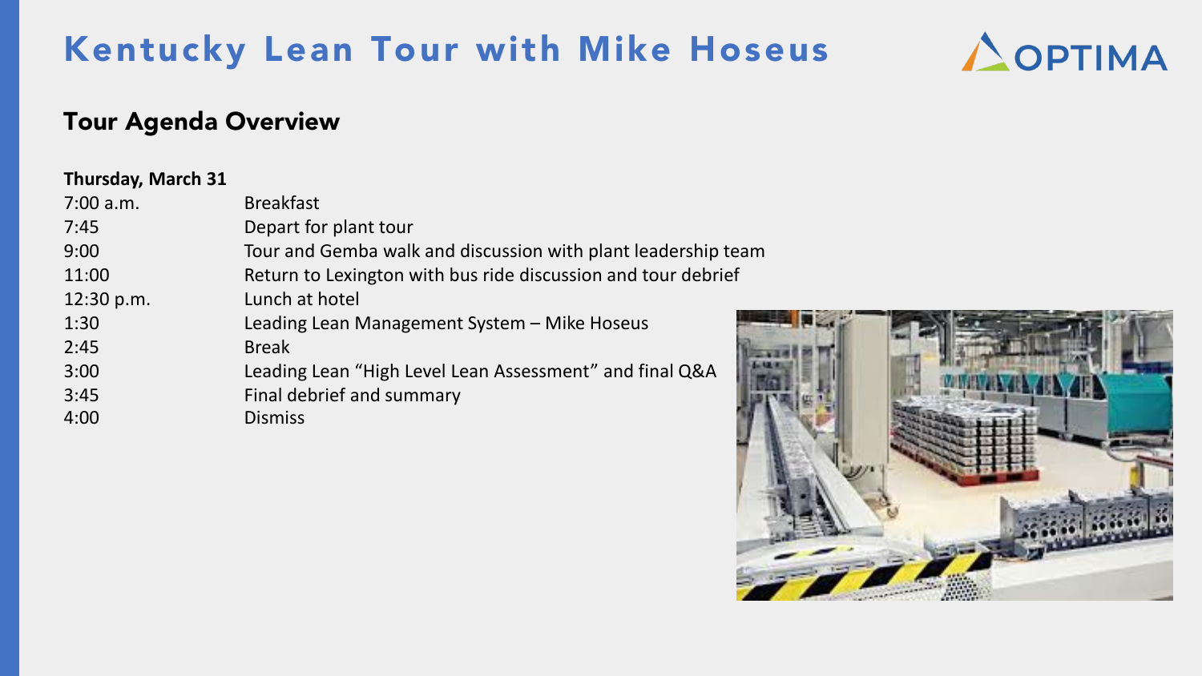# Kentucky Lean Tour with Mike Hoseus

OPTIMA

## Tour Agenda Overview

**Thursday, March 31**

| | |
|---|---|
| 7:00 a.m. | Breakfast |
| 7:45 | Depart for plant tour |
| 9:00 | Tour and Gemba walk and discussion with plant leadership team |
| 11:00 | Return to Lexington with bus ride discussion and tour debrief |
| 12:30 p.m. | Lunch at hotel |
| 1:30 | Leading Lean Management System – Mike Hoseus |
| 2:45 | Break |
| 3:00 | Leading Lean "High Level Lean Assessment" and final Q&A |
| 3:45 | Final debrief and summary |
| 4:00 | Dismiss |